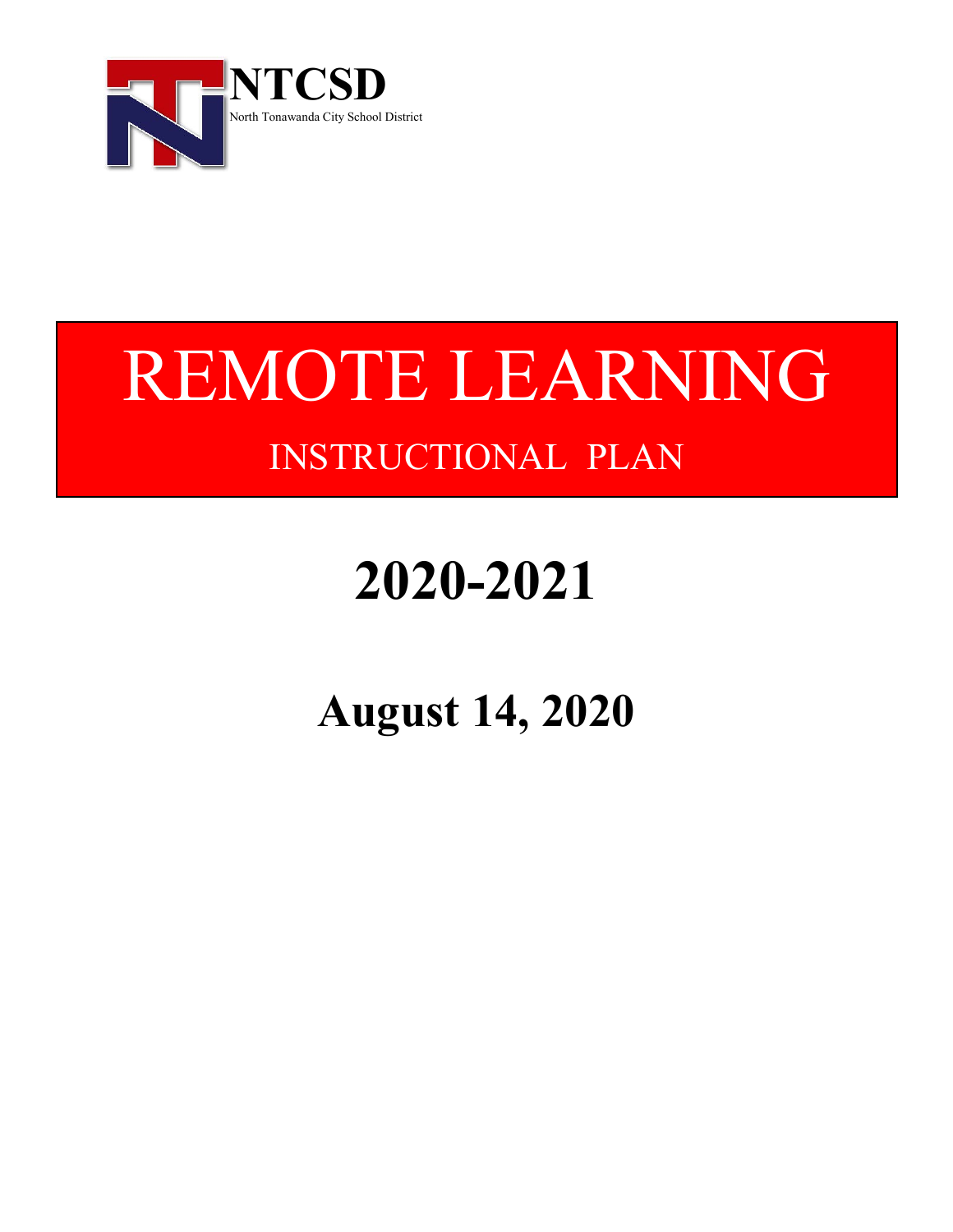**NTCSD**

North Tonawanda City School District

# REMOTE LEARNING

## INSTRUCTIONAL PLAN

# 2020-2021

## August 14, 2020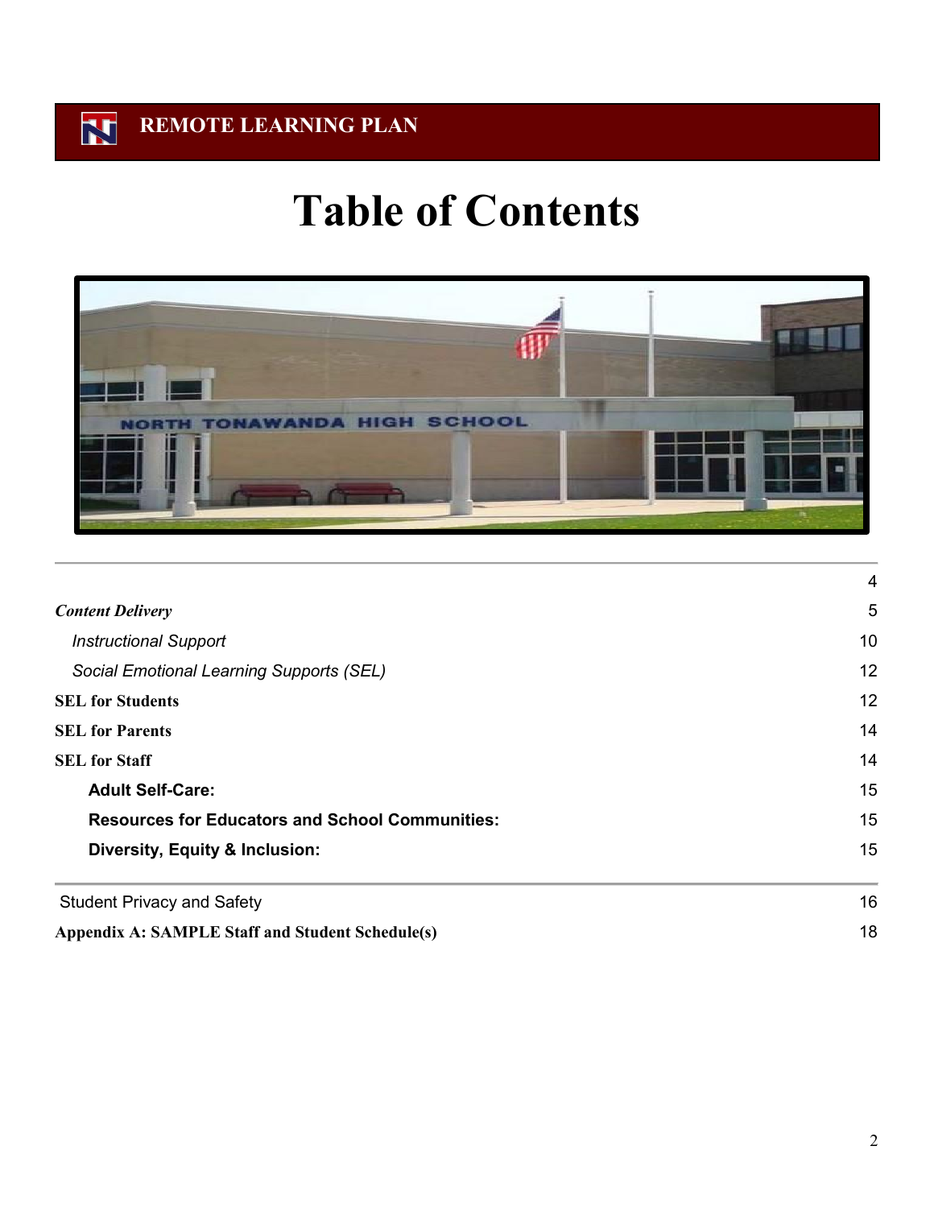REMOTE LEARNING PLAN

# Table of Contents

| | |
|---|---|
| | 4 |
| ***Content Delivery*** | 5 |
| *Instructional Support* | 10 |
| *Social Emotional Learning Supports (SEL)* | 12 |
| **SEL for Students** | 12 |
| **SEL for Parents** | 14 |
| **SEL for Staff** | 14 |
| **Adult Self-Care:** | 15 |
| **Resources for Educators and School Communities:** | 15 |
| **Diversity, Equity & Inclusion:** | 15 |
| Student Privacy and Safety | 16 |
| **Appendix A: SAMPLE Staff and Student Schedule(s)** | 18 |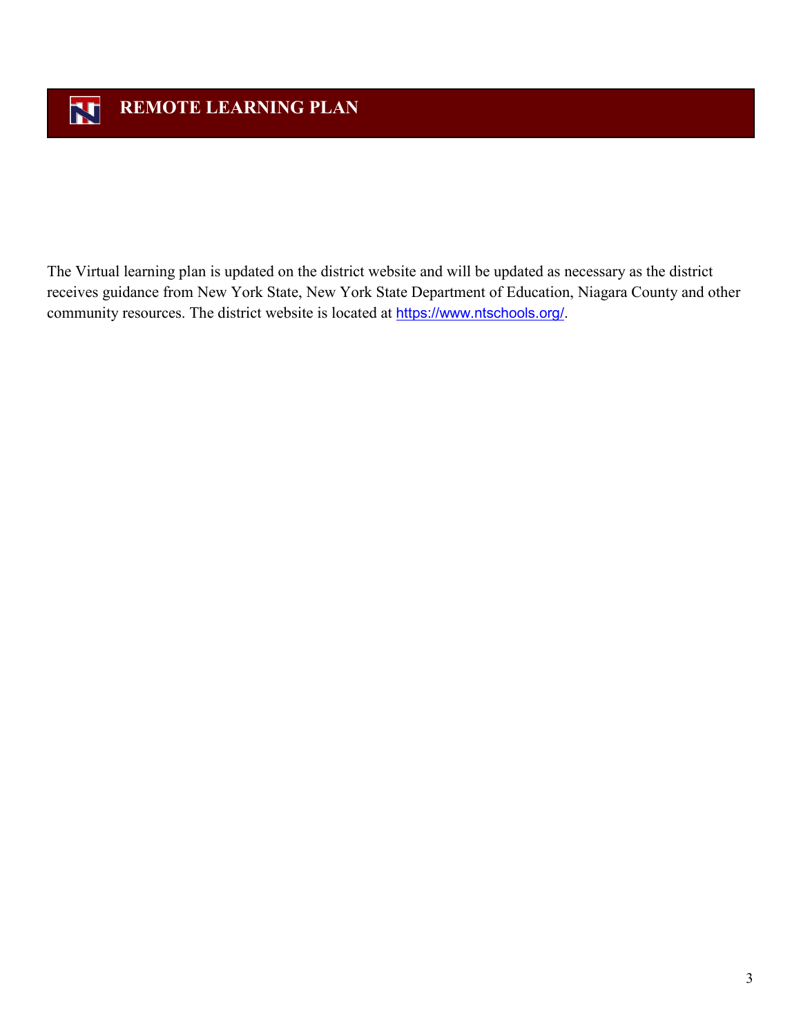# REMOTE LEARNING PLAN

The Virtual learning plan is updated on the district website and will be updated as necessary as the district receives guidance from New York State, New York State Department of Education, Niagara County and other community resources. The district website is located at https://www.ntschools.org/.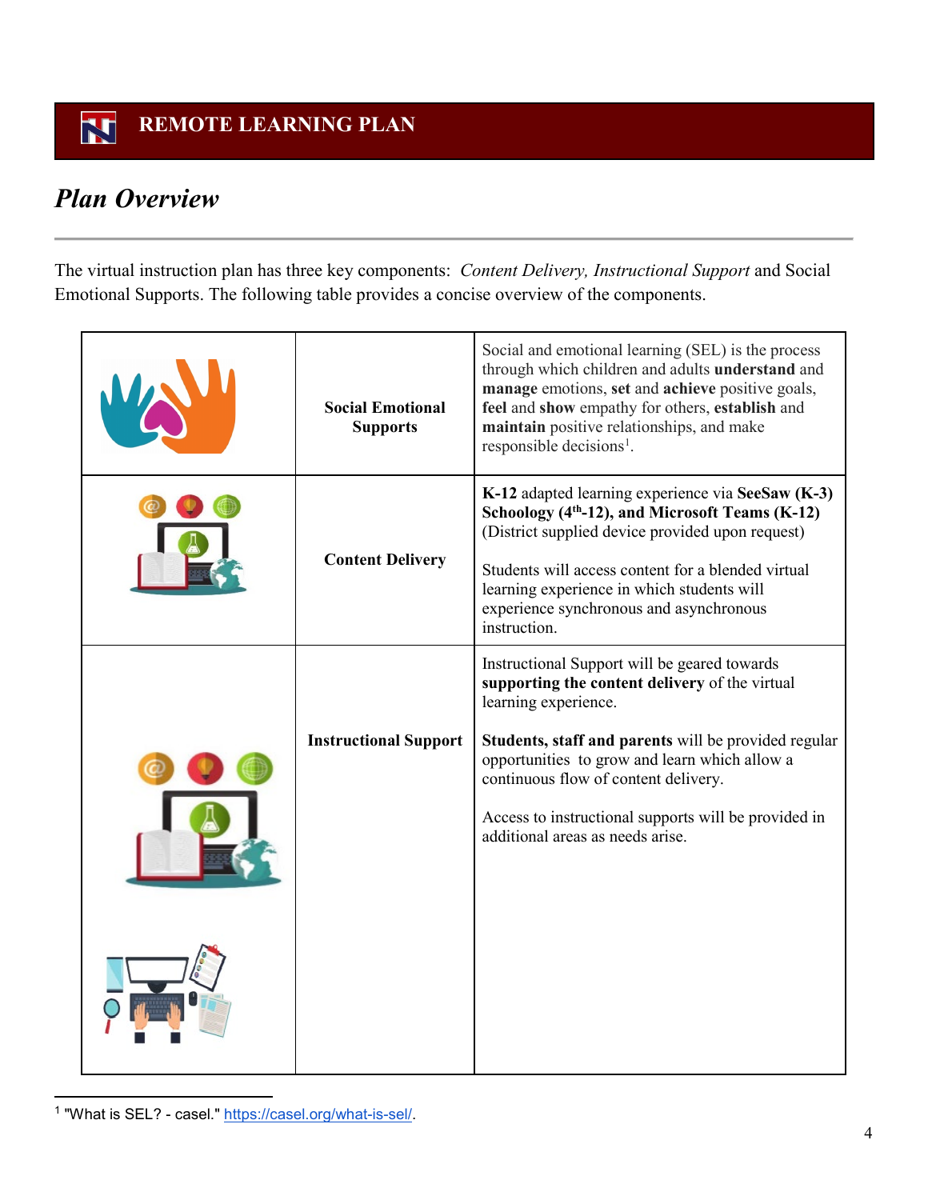# REMOTE LEARNING PLAN

## *Plan Overview*

The virtual instruction plan has three key components: *Content Delivery, Instructional Support* and Social Emotional Supports. The following table provides a concise overview of the components.

| | | |
|---|---|---|
| | **Social Emotional Supports** | Social and emotional learning (SEL) is the process through which children and adults **understand** and **manage** emotions, **set** and **achieve** positive goals, **feel** and **show** empathy for others, **establish** and **maintain** positive relationships, and make responsible decisions[1]. |
| | **Content Delivery** | **K-12** adapted learning experience via **SeeSaw (K-3) Schoology (4th-12), and Microsoft Teams (K-12)** (District supplied device provided upon request)<br><br>Students will access content for a blended virtual learning experience in which students will experience synchronous and asynchronous instruction. |
| | **Instructional Support** | Instructional Support will be geared towards **supporting the content delivery** of the virtual learning experience.<br><br>**Students, staff and parents** will be provided regular opportunities to grow and learn which allow a continuous flow of content delivery.<br><br>Access to instructional supports will be provided in additional areas as needs arise. |

[1] "What is SEL? - casel." https://casel.org/what-is-sel/.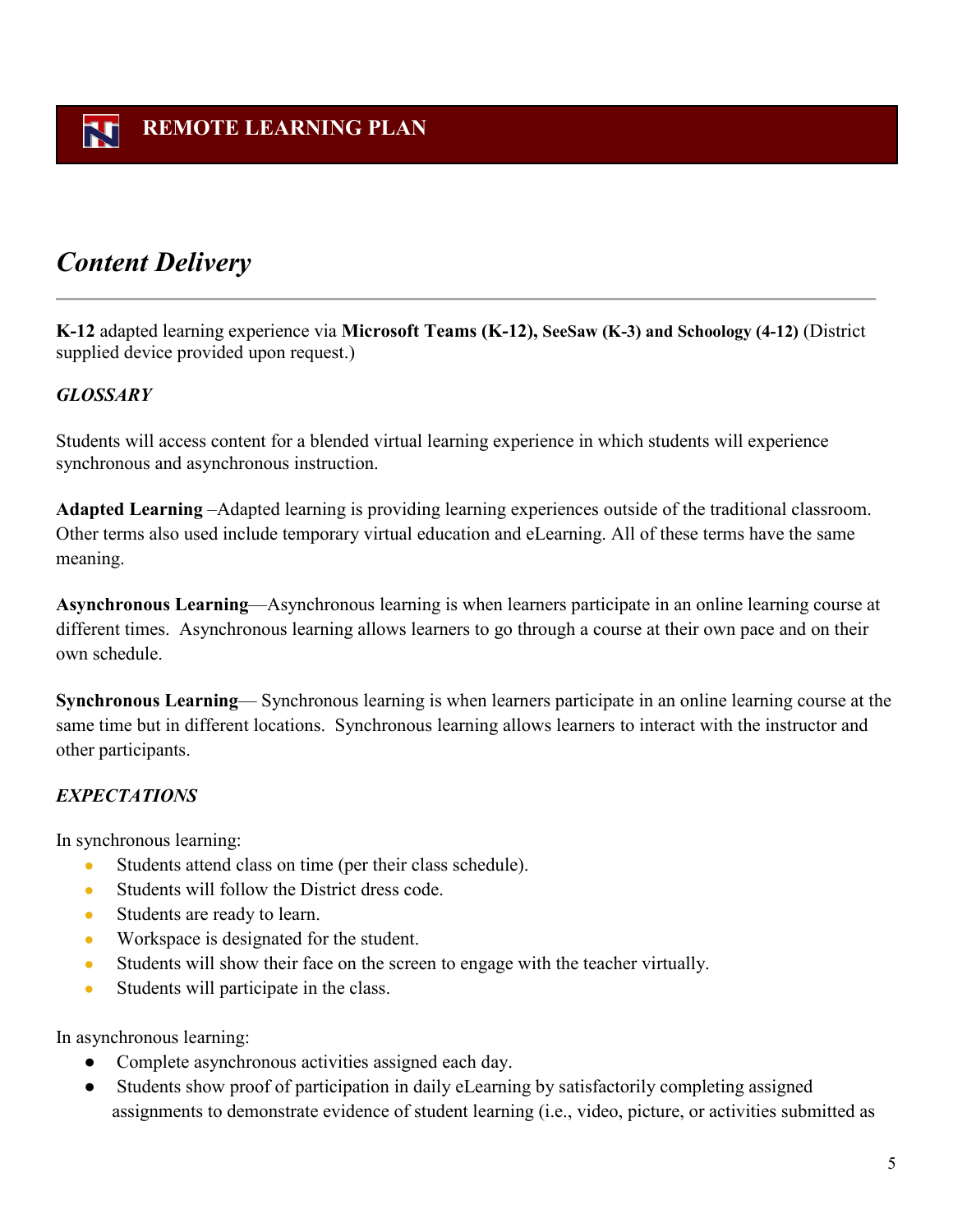# REMOTE LEARNING PLAN

## *Content Delivery*

**K-12** adapted learning experience via **Microsoft Teams (K-12), SeeSaw (K-3) and Schoology (4-12)** (District supplied device provided upon request.)

### *GLOSSARY*

Students will access content for a blended virtual learning experience in which students will experience synchronous and asynchronous instruction.

**Adapted Learning** –Adapted learning is providing learning experiences outside of the traditional classroom. Other terms also used include temporary virtual education and eLearning. All of these terms have the same meaning.

**Asynchronous Learning**—Asynchronous learning is when learners participate in an online learning course at different times. Asynchronous learning allows learners to go through a course at their own pace and on their own schedule.

**Synchronous Learning**— Synchronous learning is when learners participate in an online learning course at the same time but in different locations. Synchronous learning allows learners to interact with the instructor and other participants.

### *EXPECTATIONS*

In synchronous learning:

- Students attend class on time (per their class schedule).
- Students will follow the District dress code.
- Students are ready to learn.
- Workspace is designated for the student.
- Students will show their face on the screen to engage with the teacher virtually.
- Students will participate in the class.

In asynchronous learning:

- Complete asynchronous activities assigned each day.
- Students show proof of participation in daily eLearning by satisfactorily completing assigned assignments to demonstrate evidence of student learning (i.e., video, picture, or activities submitted as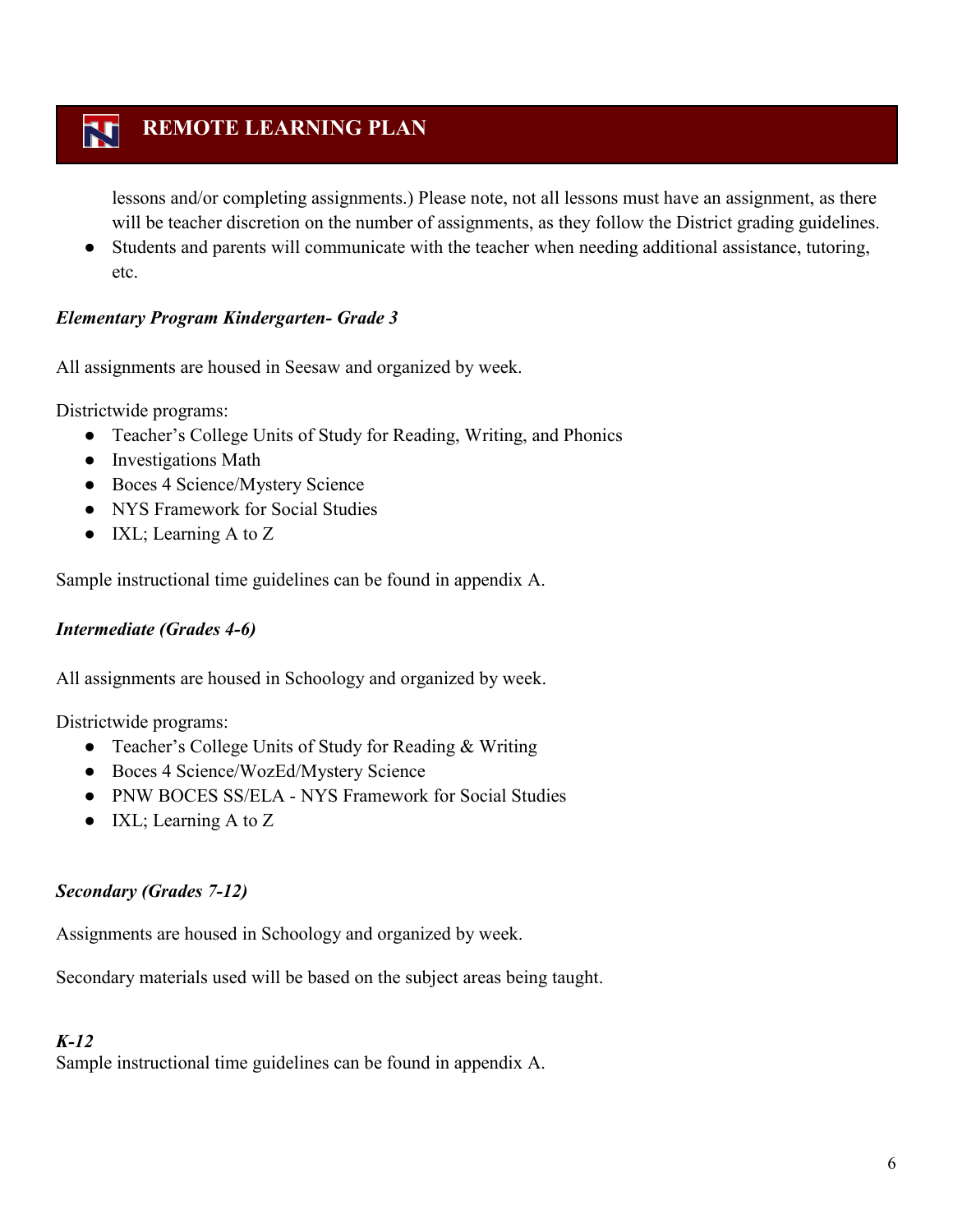lessons and/or completing assignments.) Please note, not all lessons must have an assignment, as there will be teacher discretion on the number of assignments, as they follow the District grading guidelines.

- Students and parents will communicate with the teacher when needing additional assistance, tutoring, etc.

***Elementary Program Kindergarten- Grade 3***

All assignments are housed in Seesaw and organized by week.

Districtwide programs:

- Teacher's College Units of Study for Reading, Writing, and Phonics
- Investigations Math
- Boces 4 Science/Mystery Science
- NYS Framework for Social Studies
- IXL; Learning A to Z

Sample instructional time guidelines can be found in appendix A.

***Intermediate (Grades 4-6)***

All assignments are housed in Schoology and organized by week.

Districtwide programs:

- Teacher's College Units of Study for Reading & Writing
- Boces 4 Science/WozEd/Mystery Science
- PNW BOCES SS/ELA - NYS Framework for Social Studies
- IXL; Learning A to Z

***Secondary (Grades 7-12)***

Assignments are housed in Schoology and organized by week.

Secondary materials used will be based on the subject areas being taught.

***K-12***

Sample instructional time guidelines can be found in appendix A.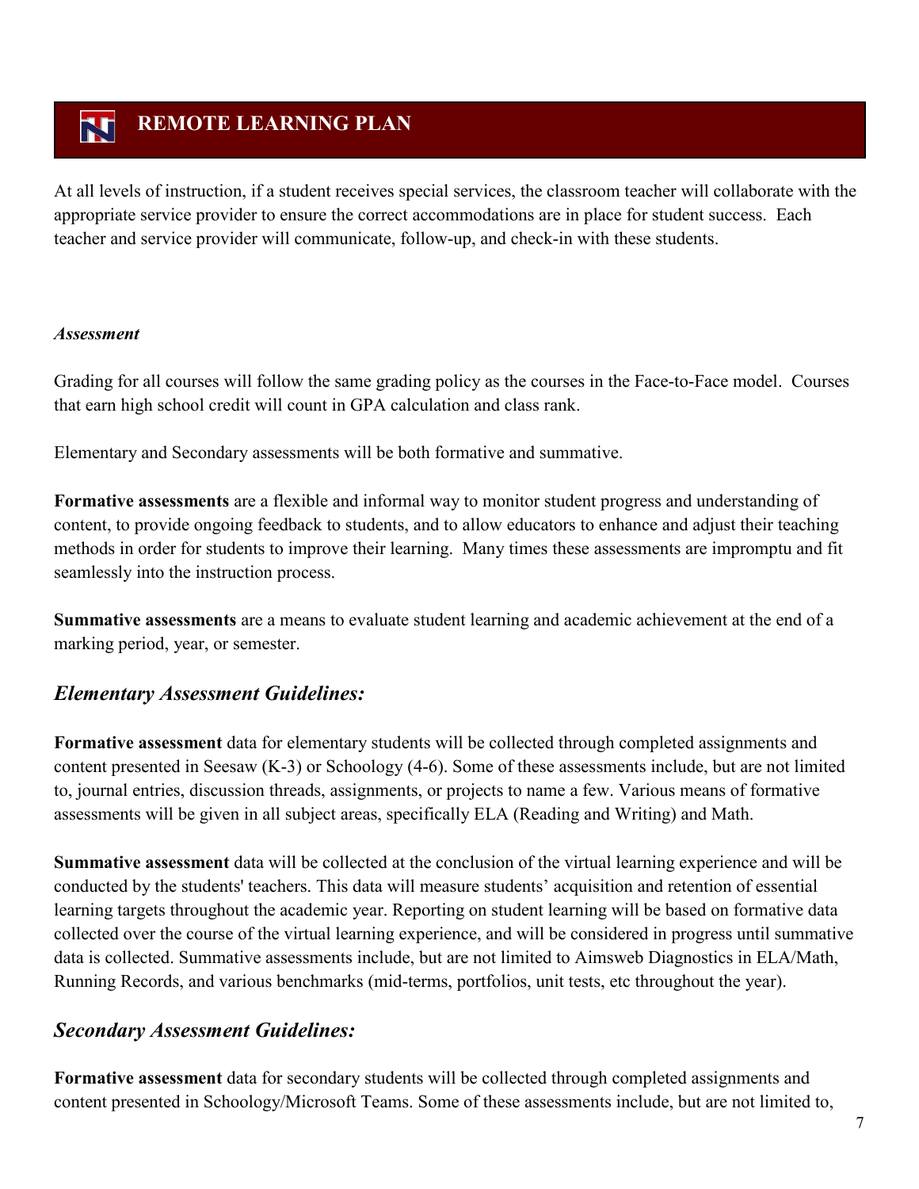# REMOTE LEARNING PLAN

At all levels of instruction, if a student receives special services, the classroom teacher will collaborate with the appropriate service provider to ensure the correct accommodations are in place for student success. Each teacher and service provider will communicate, follow-up, and check-in with these students.

***Assessment***

Grading for all courses will follow the same grading policy as the courses in the Face-to-Face model. Courses that earn high school credit will count in GPA calculation and class rank.

Elementary and Secondary assessments will be both formative and summative.

**Formative assessments** are a flexible and informal way to monitor student progress and understanding of content, to provide ongoing feedback to students, and to allow educators to enhance and adjust their teaching methods in order for students to improve their learning. Many times these assessments are impromptu and fit seamlessly into the instruction process.

**Summative assessments** are a means to evaluate student learning and academic achievement at the end of a marking period, year, or semester.

## *Elementary Assessment Guidelines:*

**Formative assessment** data for elementary students will be collected through completed assignments and content presented in Seesaw (K-3) or Schoology (4-6). Some of these assessments include, but are not limited to, journal entries, discussion threads, assignments, or projects to name a few. Various means of formative assessments will be given in all subject areas, specifically ELA (Reading and Writing) and Math.

**Summative assessment** data will be collected at the conclusion of the virtual learning experience and will be conducted by the students' teachers. This data will measure students' acquisition and retention of essential learning targets throughout the academic year. Reporting on student learning will be based on formative data collected over the course of the virtual learning experience, and will be considered in progress until summative data is collected. Summative assessments include, but are not limited to Aimsweb Diagnostics in ELA/Math, Running Records, and various benchmarks (mid-terms, portfolios, unit tests, etc throughout the year).

## *Secondary Assessment Guidelines:*

**Formative assessment** data for secondary students will be collected through completed assignments and content presented in Schoology/Microsoft Teams. Some of these assessments include, but are not limited to,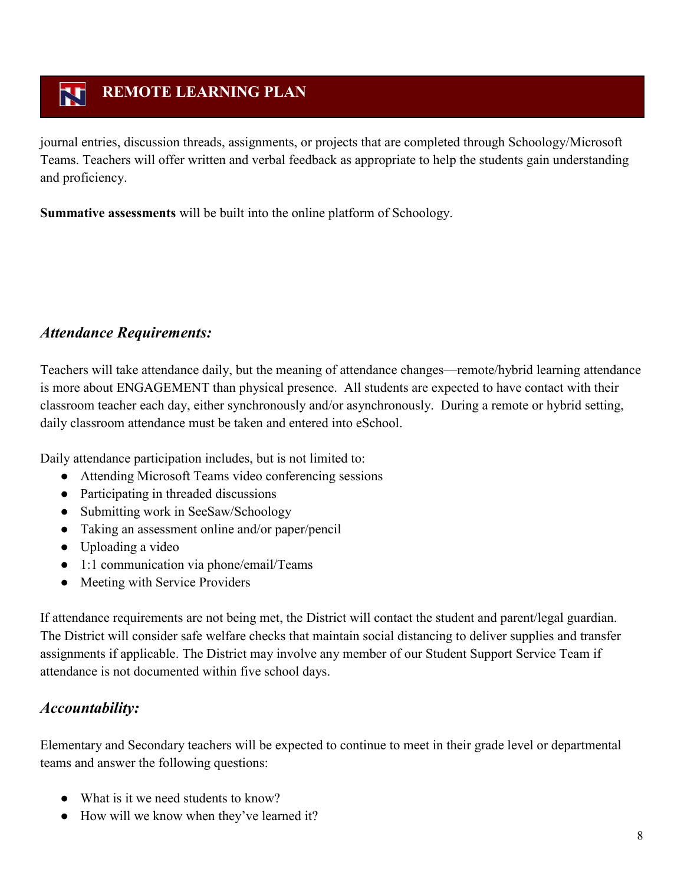journal entries, discussion threads, assignments, or projects that are completed through Schoology/Microsoft Teams. Teachers will offer written and verbal feedback as appropriate to help the students gain understanding and proficiency.

**Summative assessments** will be built into the online platform of Schoology.

### *Attendance Requirements:*

Teachers will take attendance daily, but the meaning of attendance changes—remote/hybrid learning attendance is more about ENGAGEMENT than physical presence. All students are expected to have contact with their classroom teacher each day, either synchronously and/or asynchronously. During a remote or hybrid setting, daily classroom attendance must be taken and entered into eSchool.

Daily attendance participation includes, but is not limited to:

- Attending Microsoft Teams video conferencing sessions
- Participating in threaded discussions
- Submitting work in SeeSaw/Schoology
- Taking an assessment online and/or paper/pencil
- Uploading a video
- 1:1 communication via phone/email/Teams
- Meeting with Service Providers

If attendance requirements are not being met, the District will contact the student and parent/legal guardian. The District will consider safe welfare checks that maintain social distancing to deliver supplies and transfer assignments if applicable. The District may involve any member of our Student Support Service Team if attendance is not documented within five school days.

### *Accountability:*

Elementary and Secondary teachers will be expected to continue to meet in their grade level or departmental teams and answer the following questions:

- What is it we need students to know?
- How will we know when they've learned it?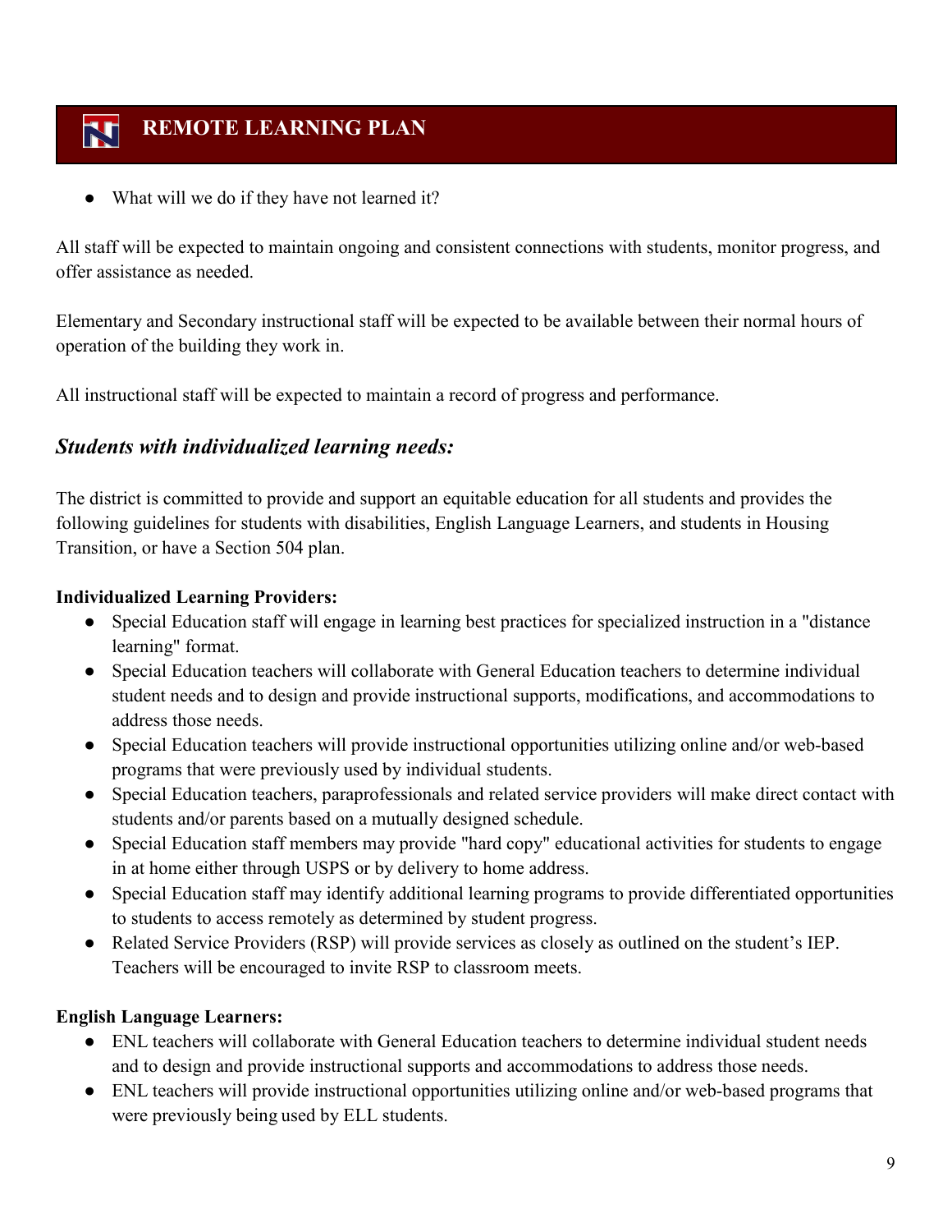- What will we do if they have not learned it?

All staff will be expected to maintain ongoing and consistent connections with students, monitor progress, and offer assistance as needed.

Elementary and Secondary instructional staff will be expected to be available between their normal hours of operation of the building they work in.

All instructional staff will be expected to maintain a record of progress and performance.

## *Students with individualized learning needs:*

The district is committed to provide and support an equitable education for all students and provides the following guidelines for students with disabilities, English Language Learners, and students in Housing Transition, or have a Section 504 plan.

**Individualized Learning Providers:**

- Special Education staff will engage in learning best practices for specialized instruction in a "distance learning" format.
- Special Education teachers will collaborate with General Education teachers to determine individual student needs and to design and provide instructional supports, modifications, and accommodations to address those needs.
- Special Education teachers will provide instructional opportunities utilizing online and/or web-based programs that were previously used by individual students.
- Special Education teachers, paraprofessionals and related service providers will make direct contact with students and/or parents based on a mutually designed schedule.
- Special Education staff members may provide "hard copy" educational activities for students to engage in at home either through USPS or by delivery to home address.
- Special Education staff may identify additional learning programs to provide differentiated opportunities to students to access remotely as determined by student progress.
- Related Service Providers (RSP) will provide services as closely as outlined on the student's IEP. Teachers will be encouraged to invite RSP to classroom meets.

**English Language Learners:**

- ENL teachers will collaborate with General Education teachers to determine individual student needs and to design and provide instructional supports and accommodations to address those needs.
- ENL teachers will provide instructional opportunities utilizing online and/or web-based programs that were previously being used by ELL students.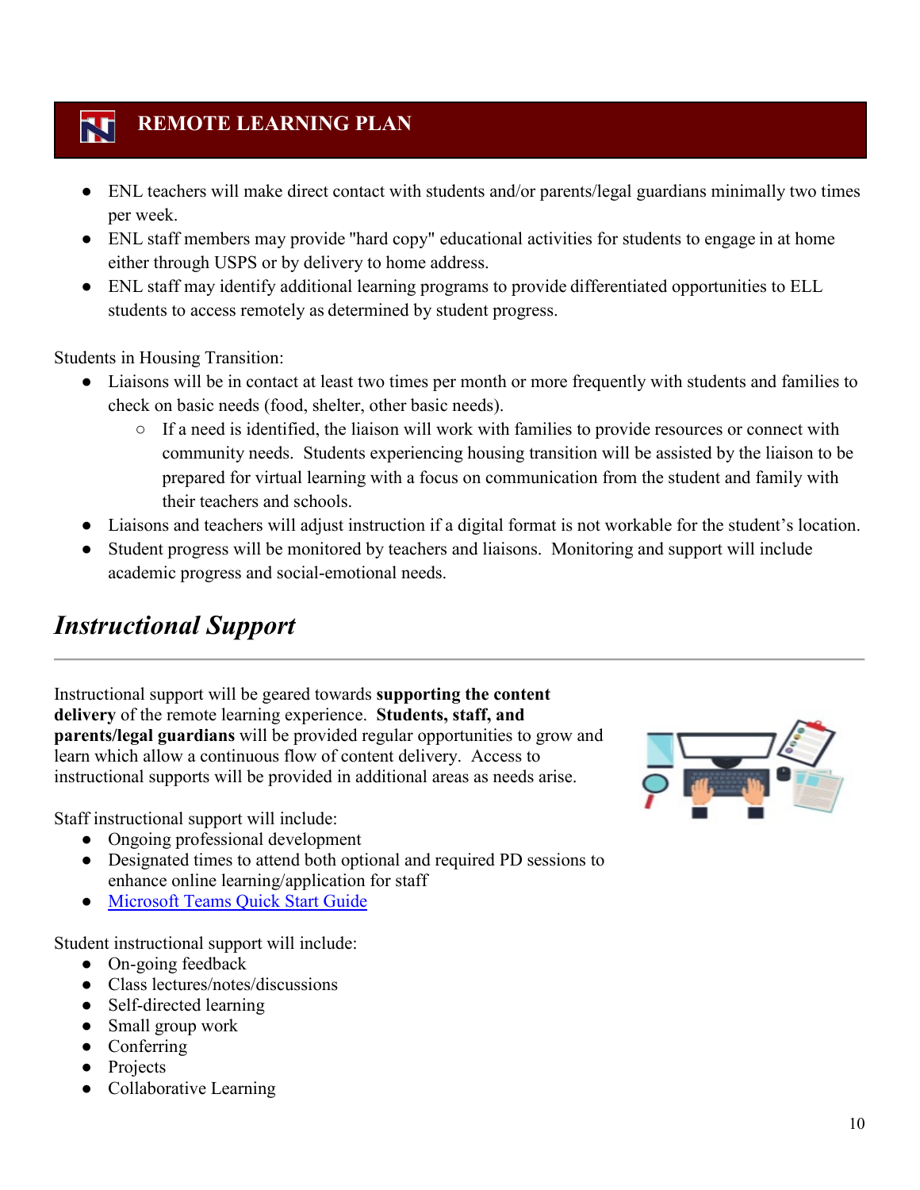## REMOTE LEARNING PLAN

- ENL teachers will make direct contact with students and/or parents/legal guardians minimally two times per week.
- ENL staff members may provide "hard copy" educational activities for students to engage in at home either through USPS or by delivery to home address.
- ENL staff may identify additional learning programs to provide differentiated opportunities to ELL students to access remotely as determined by student progress.

Students in Housing Transition:

- Liaisons will be in contact at least two times per month or more frequently with students and families to check on basic needs (food, shelter, other basic needs).
  - If a need is identified, the liaison will work with families to provide resources or connect with community needs. Students experiencing housing transition will be assisted by the liaison to be prepared for virtual learning with a focus on communication from the student and family with their teachers and schools.
- Liaisons and teachers will adjust instruction if a digital format is not workable for the student's location.
- Student progress will be monitored by teachers and liaisons. Monitoring and support will include academic progress and social-emotional needs.

## *Instructional Support*

Instructional support will be geared towards **supporting the content delivery** of the remote learning experience. **Students, staff, and parents/legal guardians** will be provided regular opportunities to grow and learn which allow a continuous flow of content delivery. Access to instructional supports will be provided in additional areas as needs arise.

Staff instructional support will include:

- Ongoing professional development
- Designated times to attend both optional and required PD sessions to enhance online learning/application for staff
- [Microsoft Teams Quick Start Guide]()

Student instructional support will include:

- On-going feedback
- Class lectures/notes/discussions
- Self-directed learning
- Small group work
- Conferring
- Projects
- Collaborative Learning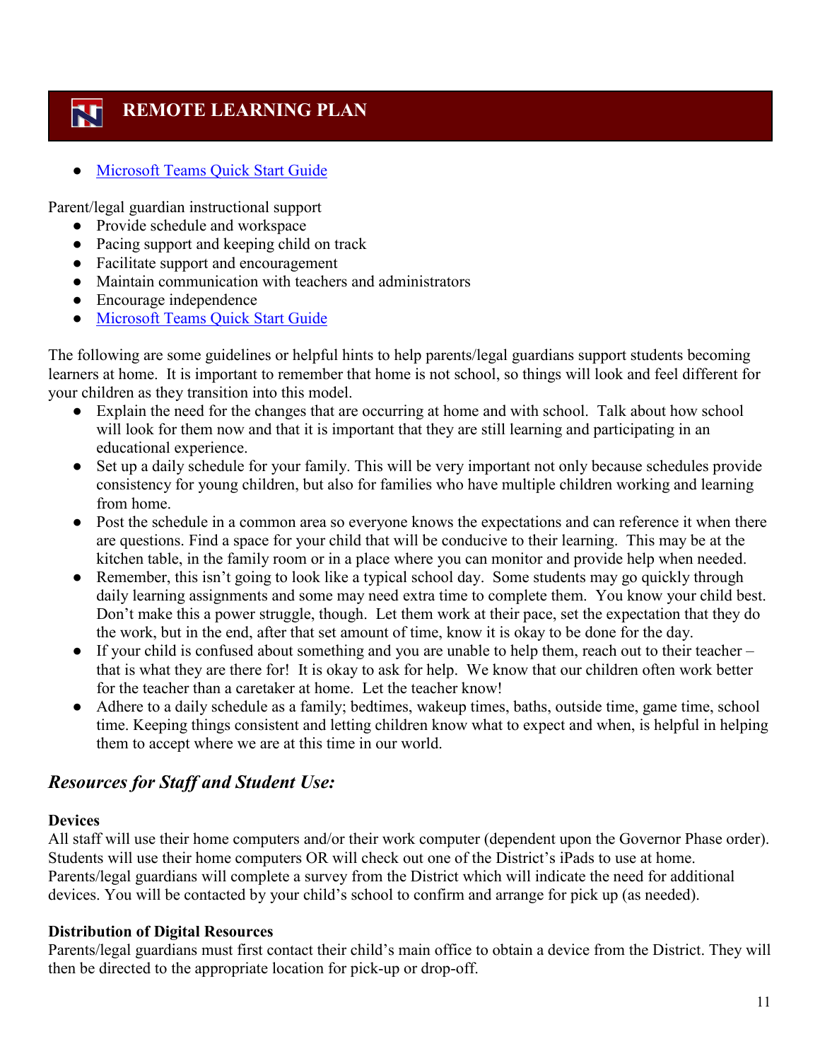- Microsoft Teams Quick Start Guide

Parent/legal guardian instructional support

- Provide schedule and workspace
- Pacing support and keeping child on track
- Facilitate support and encouragement
- Maintain communication with teachers and administrators
- Encourage independence
- Microsoft Teams Quick Start Guide

The following are some guidelines or helpful hints to help parents/legal guardians support students becoming learners at home. It is important to remember that home is not school, so things will look and feel different for your children as they transition into this model.

- Explain the need for the changes that are occurring at home and with school. Talk about how school will look for them now and that it is important that they are still learning and participating in an educational experience.
- Set up a daily schedule for your family. This will be very important not only because schedules provide consistency for young children, but also for families who have multiple children working and learning from home.
- Post the schedule in a common area so everyone knows the expectations and can reference it when there are questions. Find a space for your child that will be conducive to their learning. This may be at the kitchen table, in the family room or in a place where you can monitor and provide help when needed.
- Remember, this isn't going to look like a typical school day. Some students may go quickly through daily learning assignments and some may need extra time to complete them. You know your child best. Don't make this a power struggle, though. Let them work at their pace, set the expectation that they do the work, but in the end, after that set amount of time, know it is okay to be done for the day.
- If your child is confused about something and you are unable to help them, reach out to their teacher – that is what they are there for! It is okay to ask for help. We know that our children often work better for the teacher than a caretaker at home. Let the teacher know!
- Adhere to a daily schedule as a family; bedtimes, wakeup times, baths, outside time, game time, school time. Keeping things consistent and letting children know what to expect and when, is helpful in helping them to accept where we are at this time in our world.

## *Resources for Staff and Student Use:*

**Devices**

All staff will use their home computers and/or their work computer (dependent upon the Governor Phase order). Students will use their home computers OR will check out one of the District's iPads to use at home. Parents/legal guardians will complete a survey from the District which will indicate the need for additional devices. You will be contacted by your child's school to confirm and arrange for pick up (as needed).

**Distribution of Digital Resources**

Parents/legal guardians must first contact their child's main office to obtain a device from the District. They will then be directed to the appropriate location for pick-up or drop-off.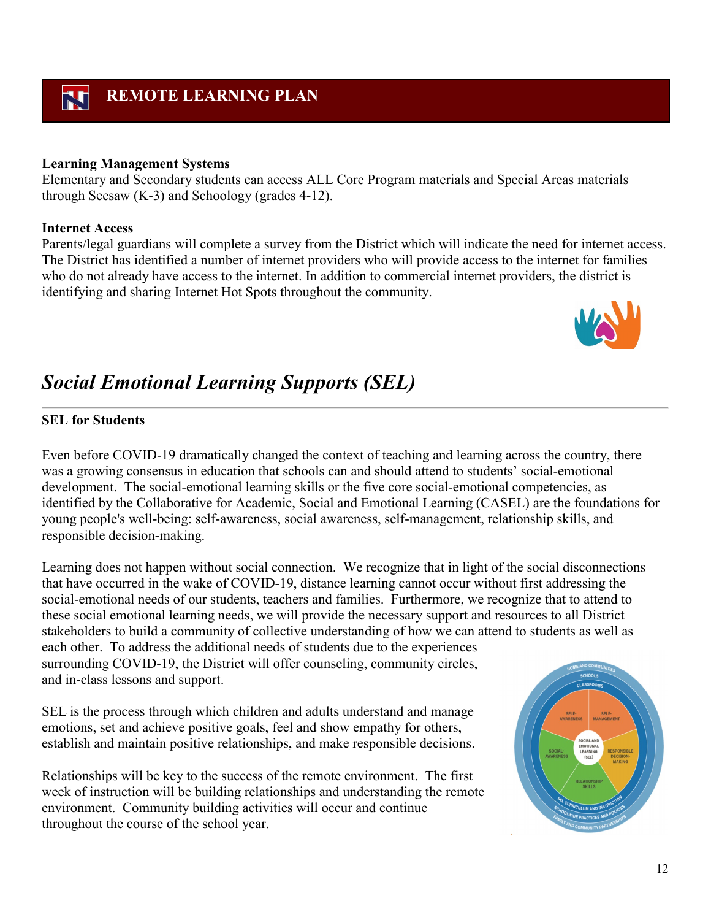# REMOTE LEARNING PLAN

**Learning Management Systems**
Elementary and Secondary students can access ALL Core Program materials and Special Areas materials through Seesaw (K-3) and Schoology (grades 4-12).

**Internet Access**
Parents/legal guardians will complete a survey from the District which will indicate the need for internet access. The District has identified a number of internet providers who will provide access to the internet for families who do not already have access to the internet. In addition to commercial internet providers, the district is identifying and sharing Internet Hot Spots throughout the community.

## *Social Emotional Learning Supports (SEL)*

**SEL for Students**

Even before COVID-19 dramatically changed the context of teaching and learning across the country, there was a growing consensus in education that schools can and should attend to students' social-emotional development. The social-emotional learning skills or the five core social-emotional competencies, as identified by the Collaborative for Academic, Social and Emotional Learning (CASEL) are the foundations for young people's well-being: self-awareness, social awareness, self-management, relationship skills, and responsible decision-making.

Learning does not happen without social connection. We recognize that in light of the social disconnections that have occurred in the wake of COVID-19, distance learning cannot occur without first addressing the social-emotional needs of our students, teachers and families. Furthermore, we recognize that to attend to these social emotional learning needs, we will provide the necessary support and resources to all District stakeholders to build a community of collective understanding of how we can attend to students as well as each other. To address the additional needs of students due to the experiences surrounding COVID-19, the District will offer counseling, community circles, and in-class lessons and support.

SEL is the process through which children and adults understand and manage emotions, set and achieve positive goals, feel and show empathy for others, establish and maintain positive relationships, and make responsible decisions.

Relationships will be key to the success of the remote environment. The first week of instruction will be building relationships and understanding the remote environment. Community building activities will occur and continue throughout the course of the school year.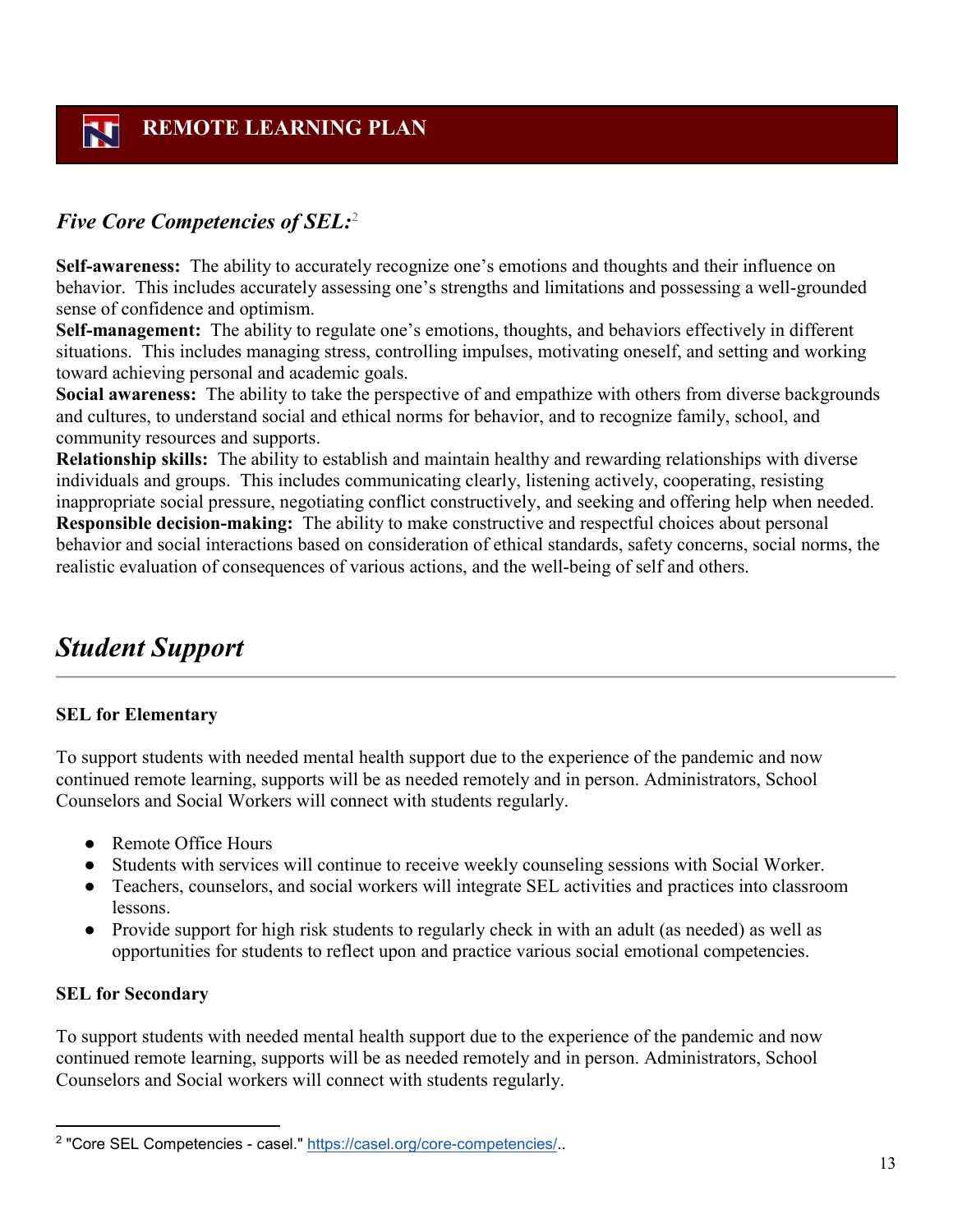### *Five Core Competencies of SEL:*[2]

**Self-awareness:** The ability to accurately recognize one's emotions and thoughts and their influence on behavior. This includes accurately assessing one's strengths and limitations and possessing a well-grounded sense of confidence and optimism.
**Self-management:** The ability to regulate one's emotions, thoughts, and behaviors effectively in different situations. This includes managing stress, controlling impulses, motivating oneself, and setting and working toward achieving personal and academic goals.
**Social awareness:** The ability to take the perspective of and empathize with others from diverse backgrounds and cultures, to understand social and ethical norms for behavior, and to recognize family, school, and community resources and supports.
**Relationship skills:** The ability to establish and maintain healthy and rewarding relationships with diverse individuals and groups. This includes communicating clearly, listening actively, cooperating, resisting inappropriate social pressure, negotiating conflict constructively, and seeking and offering help when needed.
**Responsible decision-making:** The ability to make constructive and respectful choices about personal behavior and social interactions based on consideration of ethical standards, safety concerns, social norms, the realistic evaluation of consequences of various actions, and the well-being of self and others.

## *Student Support*

**SEL for Elementary**

To support students with needed mental health support due to the experience of the pandemic and now continued remote learning, supports will be as needed remotely and in person. Administrators, School Counselors and Social Workers will connect with students regularly.

- Remote Office Hours
- Students with services will continue to receive weekly counseling sessions with Social Worker.
- Teachers, counselors, and social workers will integrate SEL activities and practices into classroom lessons.
- Provide support for high risk students to regularly check in with an adult (as needed) as well as opportunities for students to reflect upon and practice various social emotional competencies.

**SEL for Secondary**

To support students with needed mental health support due to the experience of the pandemic and now continued remote learning, supports will be as needed remotely and in person. Administrators, School Counselors and Social workers will connect with students regularly.

---

[2] "Core SEL Competencies - casel." https://casel.org/core-competencies/..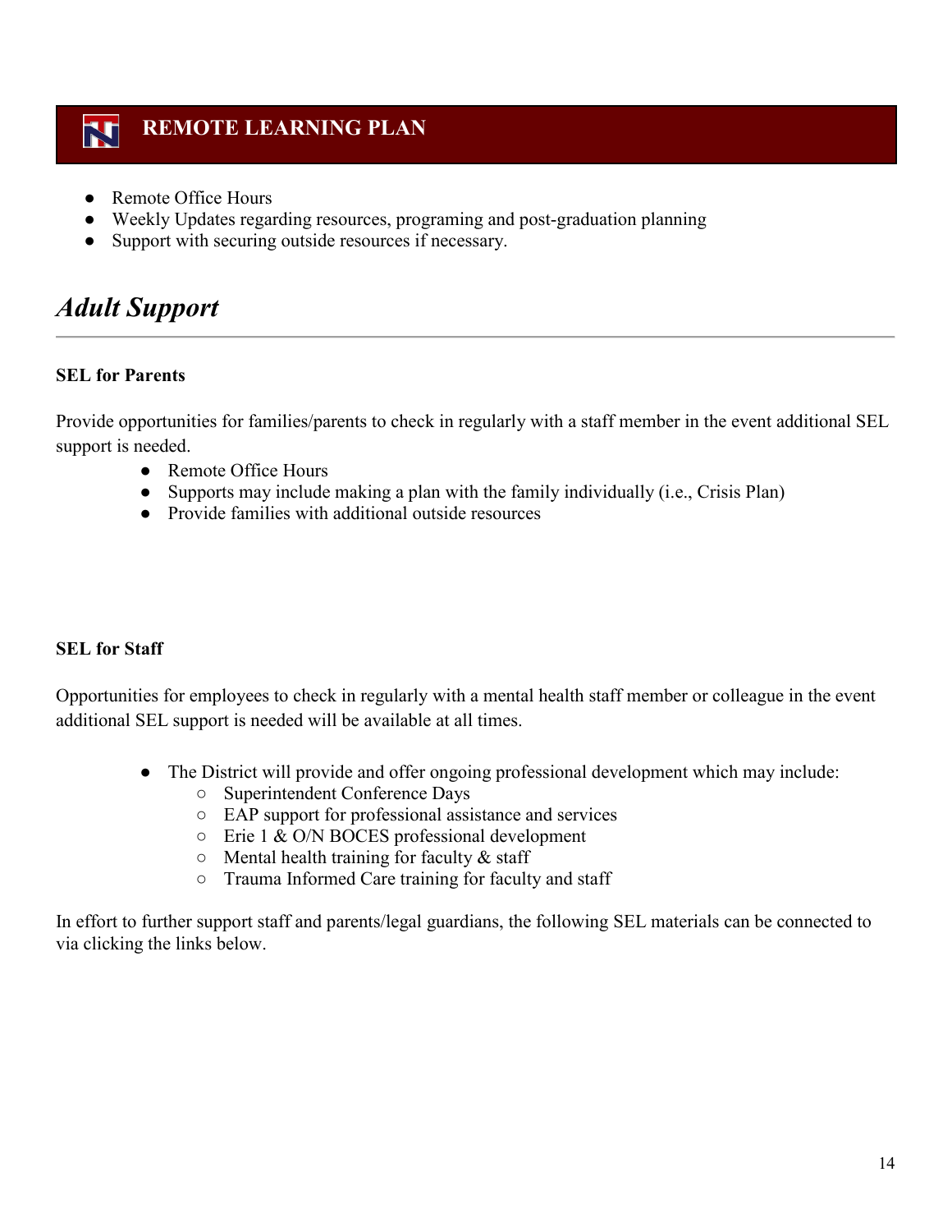- Remote Office Hours
- Weekly Updates regarding resources, programing and post-graduation planning
- Support with securing outside resources if necessary.

## *Adult Support*

**SEL for Parents**

Provide opportunities for families/parents to check in regularly with a staff member in the event additional SEL support is needed.

- Remote Office Hours
- Supports may include making a plan with the family individually (i.e., Crisis Plan)
- Provide families with additional outside resources

**SEL for Staff**

Opportunities for employees to check in regularly with a mental health staff member or colleague in the event additional SEL support is needed will be available at all times.

- The District will provide and offer ongoing professional development which may include:
  - Superintendent Conference Days
  - EAP support for professional assistance and services
  - Erie 1 & O/N BOCES professional development
  - Mental health training for faculty & staff
  - Trauma Informed Care training for faculty and staff

In effort to further support staff and parents/legal guardians, the following SEL materials can be connected to via clicking the links below.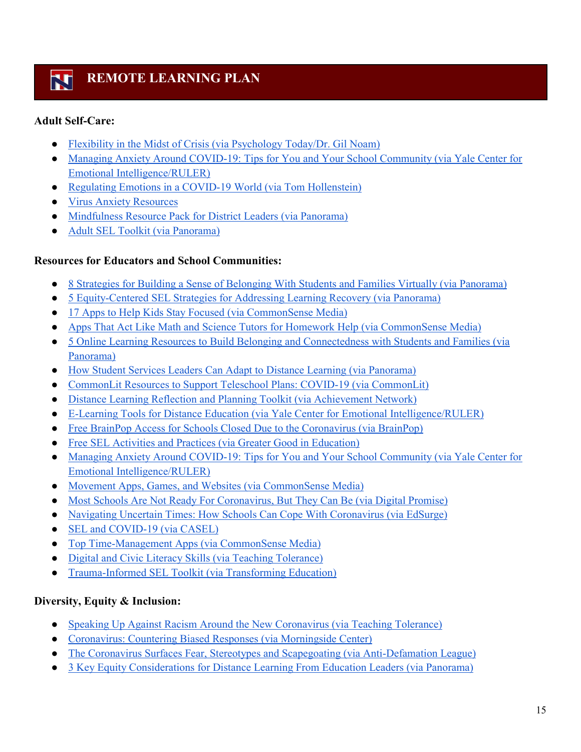# REMOTE LEARNING PLAN

**Adult Self-Care:**

- Flexibility in the Midst of Crisis (via Psychology Today/Dr. Gil Noam)
- Managing Anxiety Around COVID-19: Tips for You and Your School Community (via Yale Center for Emotional Intelligence/RULER)
- Regulating Emotions in a COVID-19 World (via Tom Hollenstein)
- Virus Anxiety Resources
- Mindfulness Resource Pack for District Leaders (via Panorama)
- Adult SEL Toolkit (via Panorama)

**Resources for Educators and School Communities:**

- 8 Strategies for Building a Sense of Belonging With Students and Families Virtually (via Panorama)
- 5 Equity-Centered SEL Strategies for Addressing Learning Recovery (via Panorama)
- 17 Apps to Help Kids Stay Focused (via CommonSense Media)
- Apps That Act Like Math and Science Tutors for Homework Help (via CommonSense Media)
- 5 Online Learning Resources to Build Belonging and Connectedness with Students and Families (via Panorama)
- How Student Services Leaders Can Adapt to Distance Learning (via Panorama)
- CommonLit Resources to Support Teleschool Plans: COVID-19 (via CommonLit)
- Distance Learning Reflection and Planning Toolkit (via Achievement Network)
- E-Learning Tools for Distance Education (via Yale Center for Emotional Intelligence/RULER)
- Free BrainPop Access for Schools Closed Due to the Coronavirus (via BrainPop)
- Free SEL Activities and Practices (via Greater Good in Education)
- Managing Anxiety Around COVID-19: Tips for You and Your School Community (via Yale Center for Emotional Intelligence/RULER)
- Movement Apps, Games, and Websites (via CommonSense Media)
- Most Schools Are Not Ready For Coronavirus, But They Can Be (via Digital Promise)
- Navigating Uncertain Times: How Schools Can Cope With Coronavirus (via EdSurge)
- SEL and COVID-19 (via CASEL)
- Top Time-Management Apps (via CommonSense Media)
- Digital and Civic Literacy Skills (via Teaching Tolerance)
- Trauma-Informed SEL Toolkit (via Transforming Education)

**Diversity, Equity & Inclusion:**

- Speaking Up Against Racism Around the New Coronavirus (via Teaching Tolerance)
- Coronavirus: Countering Biased Responses (via Morningside Center)
- The Coronavirus Surfaces Fear, Stereotypes and Scapegoating (via Anti-Defamation League)
- 3 Key Equity Considerations for Distance Learning From Education Leaders (via Panorama)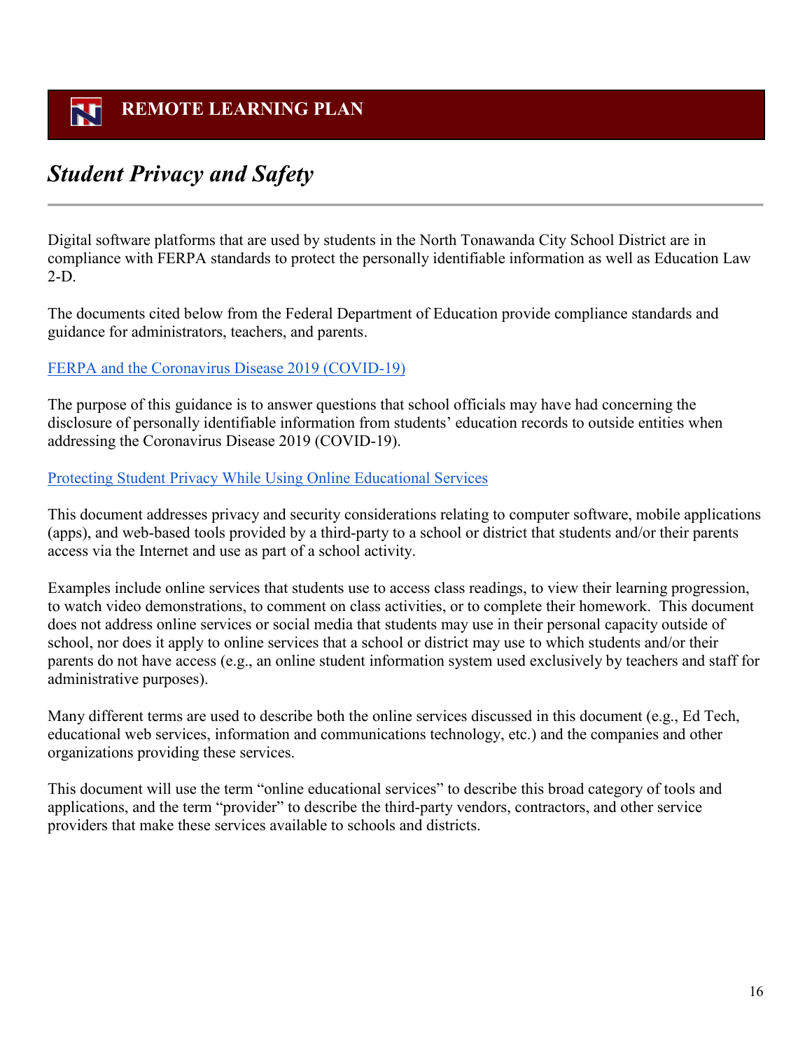# REMOTE LEARNING PLAN

## *Student Privacy and Safety*

Digital software platforms that are used by students in the North Tonawanda City School District are in compliance with FERPA standards to protect the personally identifiable information as well as Education Law 2-D.

The documents cited below from the Federal Department of Education provide compliance standards and guidance for administrators, teachers, and parents.

FERPA and the Coronavirus Disease 2019 (COVID-19)

The purpose of this guidance is to answer questions that school officials may have had concerning the disclosure of personally identifiable information from students' education records to outside entities when addressing the Coronavirus Disease 2019 (COVID-19).

Protecting Student Privacy While Using Online Educational Services

This document addresses privacy and security considerations relating to computer software, mobile applications (apps), and web-based tools provided by a third-party to a school or district that students and/or their parents access via the Internet and use as part of a school activity.

Examples include online services that students use to access class readings, to view their learning progression, to watch video demonstrations, to comment on class activities, or to complete their homework. This document does not address online services or social media that students may use in their personal capacity outside of school, nor does it apply to online services that a school or district may use to which students and/or their parents do not have access (e.g., an online student information system used exclusively by teachers and staff for administrative purposes).

Many different terms are used to describe both the online services discussed in this document (e.g., Ed Tech, educational web services, information and communications technology, etc.) and the companies and other organizations providing these services.

This document will use the term "online educational services" to describe this broad category of tools and applications, and the term "provider" to describe the third-party vendors, contractors, and other service providers that make these services available to schools and districts.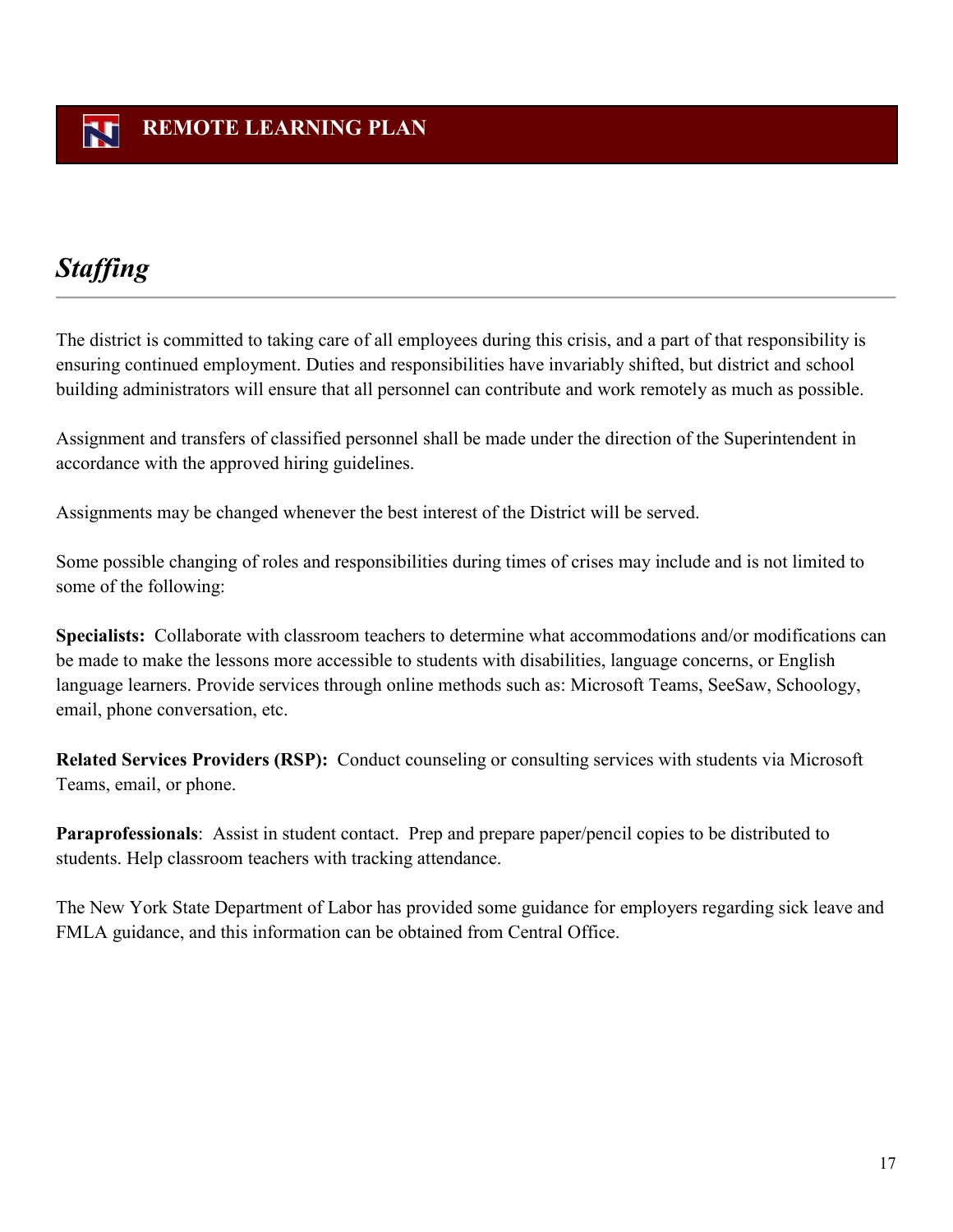# REMOTE LEARNING PLAN

## *Staffing*

The district is committed to taking care of all employees during this crisis, and a part of that responsibility is ensuring continued employment. Duties and responsibilities have invariably shifted, but district and school building administrators will ensure that all personnel can contribute and work remotely as much as possible.

Assignment and transfers of classified personnel shall be made under the direction of the Superintendent in accordance with the approved hiring guidelines.

Assignments may be changed whenever the best interest of the District will be served.

Some possible changing of roles and responsibilities during times of crises may include and is not limited to some of the following:

**Specialists:** Collaborate with classroom teachers to determine what accommodations and/or modifications can be made to make the lessons more accessible to students with disabilities, language concerns, or English language learners. Provide services through online methods such as: Microsoft Teams, SeeSaw, Schoology, email, phone conversation, etc.

**Related Services Providers (RSP):** Conduct counseling or consulting services with students via Microsoft Teams, email, or phone.

**Paraprofessionals**: Assist in student contact. Prep and prepare paper/pencil copies to be distributed to students. Help classroom teachers with tracking attendance.

The New York State Department of Labor has provided some guidance for employers regarding sick leave and FMLA guidance, and this information can be obtained from Central Office.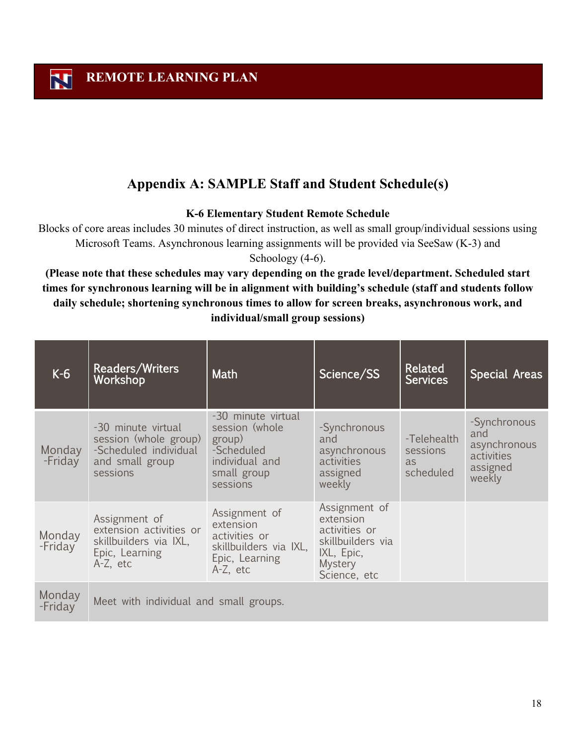## Appendix A: SAMPLE Staff and Student Schedule(s)

**K-6 Elementary Student Remote Schedule**

Blocks of core areas includes 30 minutes of direct instruction, as well as small group/individual sessions using Microsoft Teams. Asynchronous learning assignments will be provided via SeeSaw (K-3) and Schoology (4-6).

**(Please note that these schedules may vary depending on the grade level/department. Scheduled start times for synchronous learning will be in alignment with building's schedule (staff and students follow daily schedule; shortening synchronous times to allow for screen breaks, asynchronous work, and individual/small group sessions)**

| K-6 | Readers/Writers Workshop | Math | Science/SS | Related Services | Special Areas |
|---|---|---|---|---|---|
| Monday -Friday | -30 minute virtual session (whole group) -Scheduled individual and small group sessions | -30 minute virtual session (whole group) -Scheduled individual and small group sessions | -Synchronous and asynchronous activities assigned weekly | -Telehealth sessions as scheduled | -Synchronous and asynchronous activities assigned weekly |
| Monday -Friday | Assignment of extension activities or skillbuilders via IXL, Epic, Learning A-Z, etc | Assignment of extension activities or skillbuilders via IXL, Epic, Learning A-Z, etc | Assignment of extension activities or skillbuilders via IXL, Epic, Mystery Science, etc | | |
| Monday -Friday | Meet with individual and small groups. | | | | |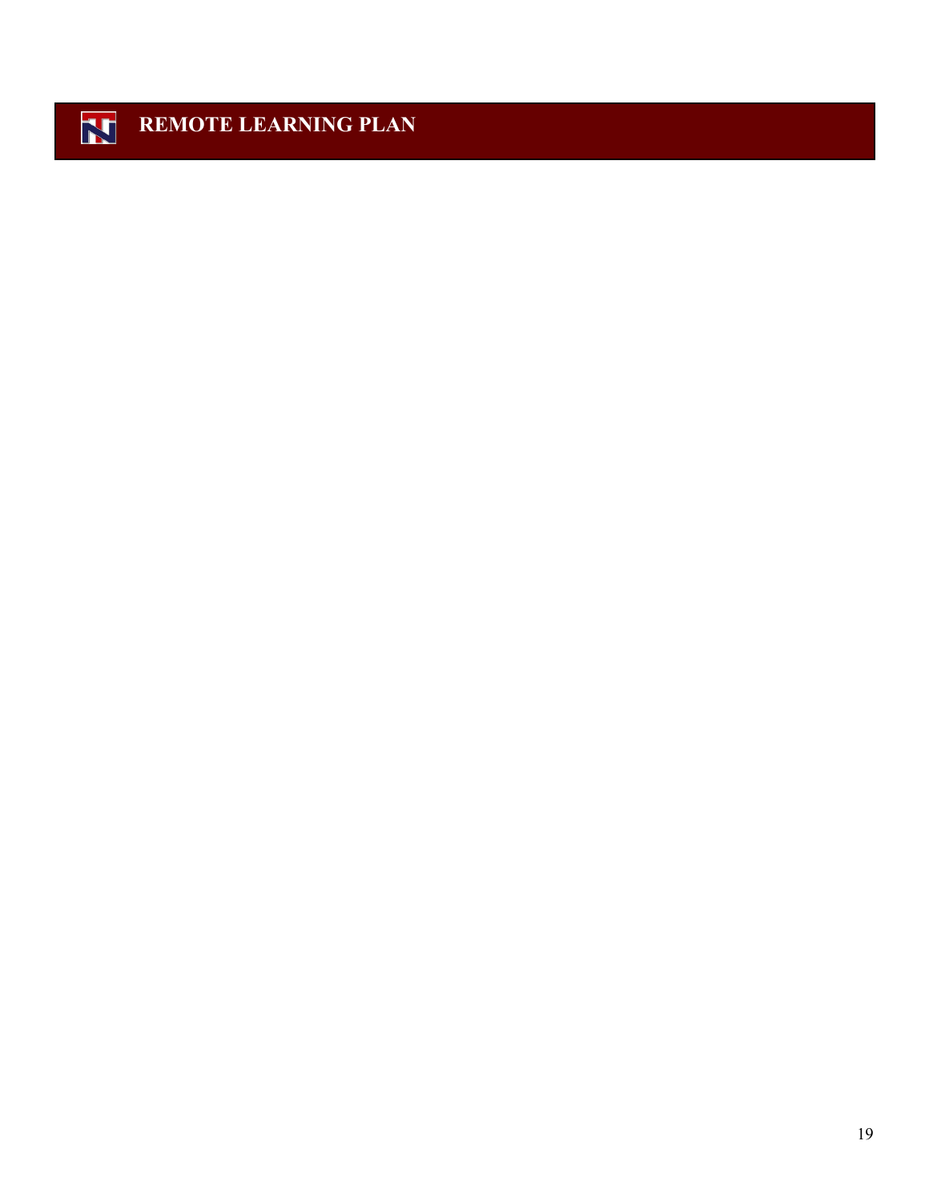# REMOTE LEARNING PLAN